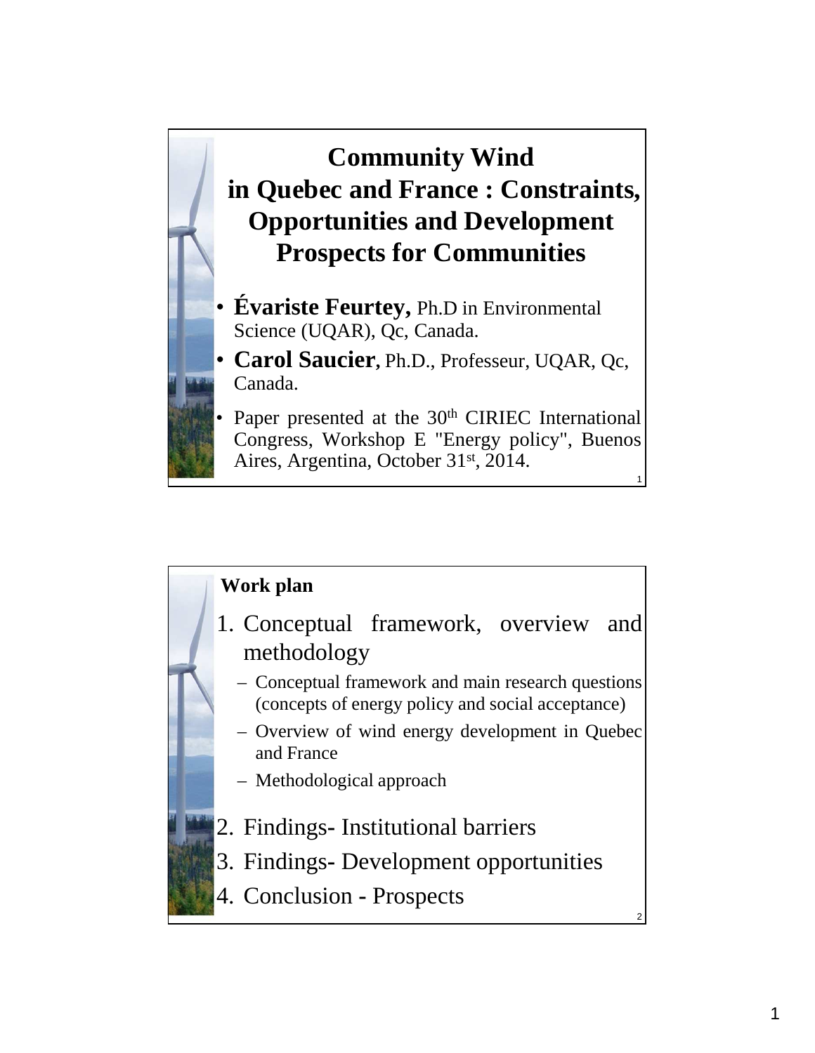# Community Wind in Quebec and France : Constraints, Opportunities and Development Prospects for Communities

- **Évariste Feurtey,** Ph.D in Environmental Science (UQAR), Qc, Canada.
- **Carol Saucier**, Ph.D., Professeur, UQAR, Qc, Canada.
- Paper presented at the 30th CIRIEC International Congress, Workshop E "Energy policy", Buenos Aires, Argentina, October 31st, 2014.

**Work plan**

1. Conceptual framework, overview and methodology
   - Conceptual framework and main research questions (concepts of energy policy and social acceptance)
   - Overview of wind energy development in Quebec and France
   - Methodological approach
2. Findings- Institutional barriers
3. Findings- Development opportunities
4. Conclusion - Prospects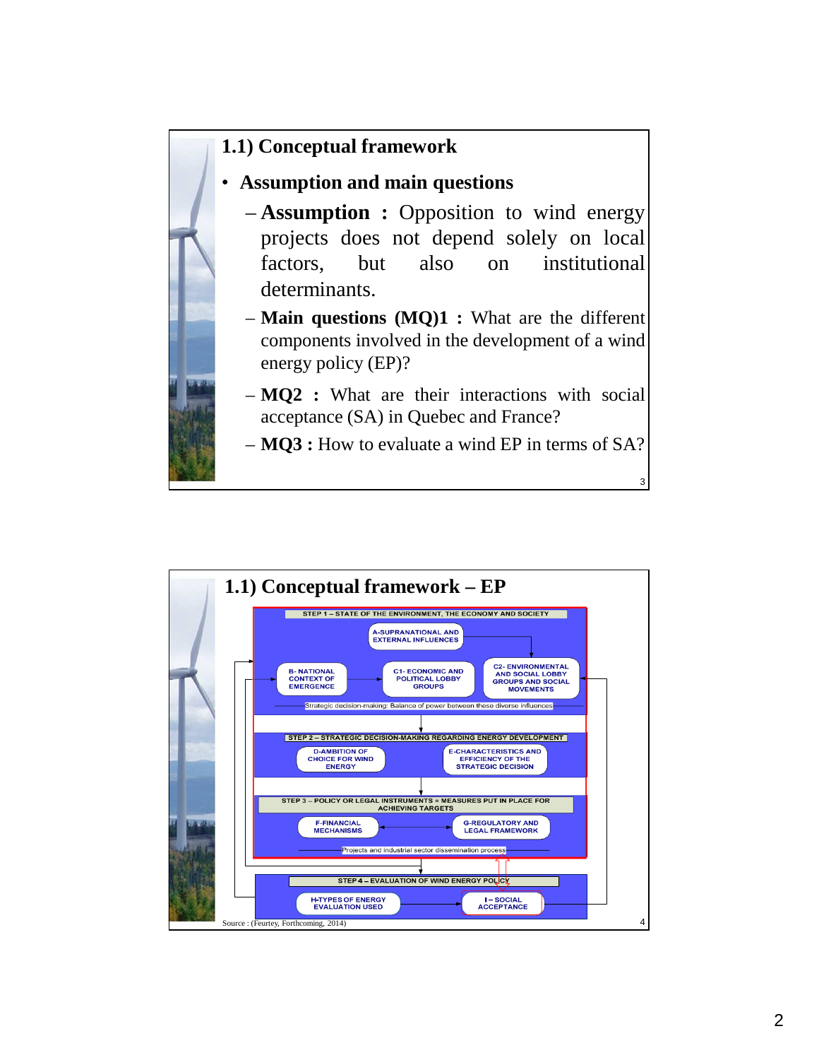## 1.1) Conceptual framework

- **Assumption and main questions**
  - **Assumption :** Opposition to wind energy projects does not depend solely on local factors, but also on institutional determinants.
  - **Main questions (MQ)1 :** What are the different components involved in the development of a wind energy policy (EP)?
  - **MQ2 :** What are their interactions with social acceptance (SA) in Quebec and France?
  - **MQ3 :** How to evaluate a wind EP in terms of SA?

## 1.1) Conceptual framework – EP

STEP 1 – STATE OF THE ENVIRONMENT, THE ECONOMY AND SOCIETY

- A-SUPRANATIONAL AND EXTERNAL INFLUENCES
- B- NATIONAL CONTEXT OF EMERGENCE
- C1- ECONOMIC AND POLITICAL LOBBY GROUPS
- C2- ENVIRONMENTAL AND SOCIAL LOBBY GROUPS AND SOCIAL MOVEMENTS

Strategic decision-making: Balance of power between these diverse influences

STEP 2 – STRATEGIC DECISION-MAKING REGARDING ENERGY DEVELOPMENT

- D-AMBITION OF CHOICE FOR WIND ENERGY
- E-CHARACTERISTICS AND EFFICIENCY OF THE STRATEGIC DECISION

STEP 3 – POLICY OR LEGAL INSTRUMENTS = MEASURES PUT IN PLACE FOR ACHIEVING TARGETS

- F-FINANCIAL MECHANISMS
- G-REGULATORY AND LEGAL FRAMEWORK

Projects and industrial sector dissemination process

STEP 4 – EVALUATION OF WIND ENERGY POLICY

- H-TYPES OF ENERGY EVALUATION USED
- I – SOCIAL ACCEPTANCE

Source : (Feurtey, Forthcoming, 2014)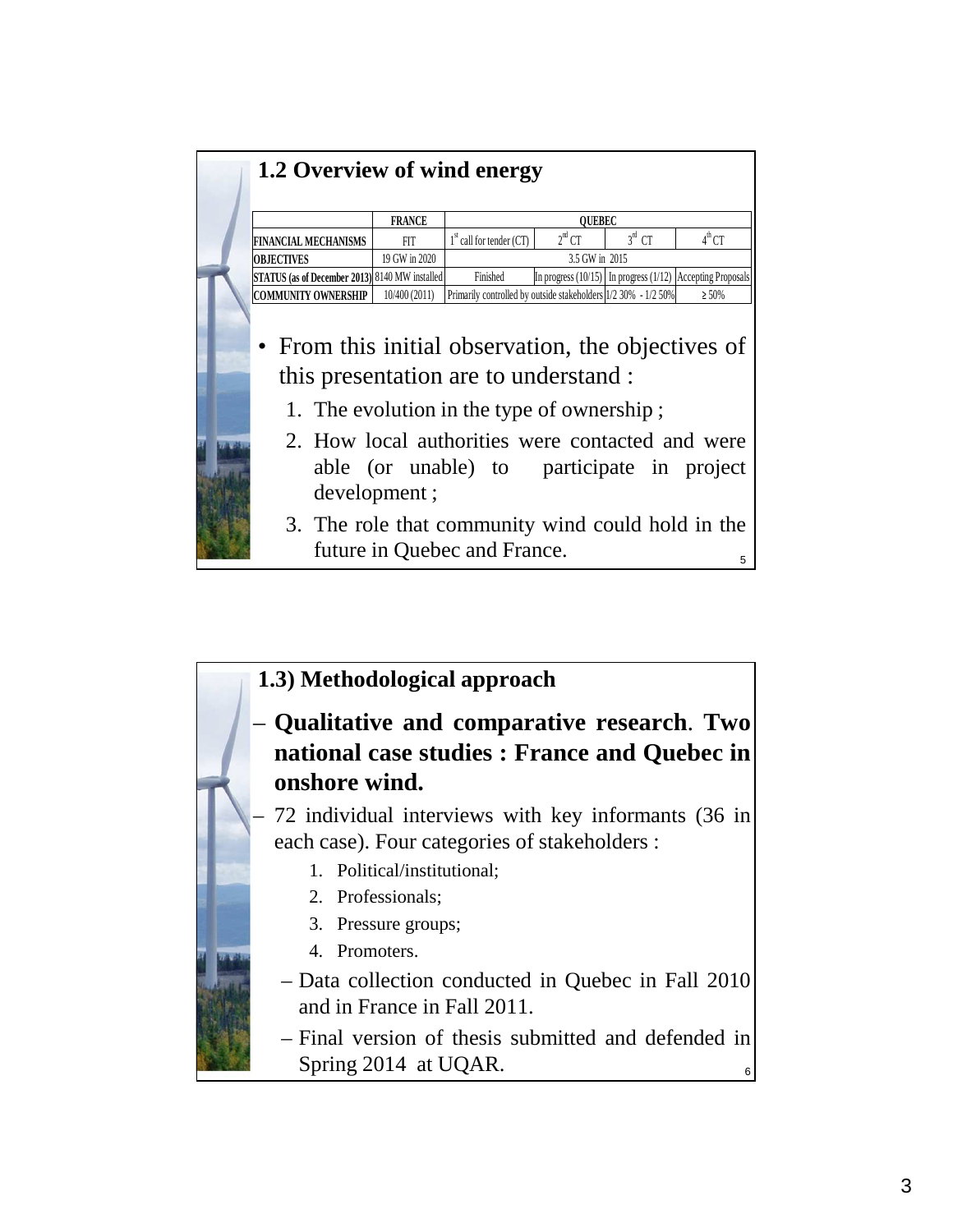## 1.2 Overview of wind energy

| | FRANCE | QUEBEC | | | |
|---|---|---|---|---|---|
| FINANCIAL MECHANISMS | FIT | 1st call for tender (CT) | 2nd CT | 3rd CT | 4th CT |
| OBJECTIVES | 19 GW in 2020 | 3.5 GW in 2015 | | | |
| STATUS (as of December 2013) | 8140 MW installed | Finished | In progress (10/15) | In progress (1/12) | Accepting Proposals |
| COMMUNITY OWNERSHIP | 10/400 (2011) | Primarily controlled by outside stakeholders | | 1/2 30% - 1/2 50% | ≥ 50% |

- From this initial observation, the objectives of this presentation are to understand :
  1. The evolution in the type of ownership ;
  2. How local authorities were contacted and were able (or unable) to participate in project development ;
  3. The role that community wind could hold in the future in Quebec and France.

## 1.3) Methodological approach

- **Qualitative and comparative research**. **Two national case studies : France and Quebec in onshore wind.**
- 72 individual interviews with key informants (36 in each case). Four categories of stakeholders :
  1. Political/institutional;
  2. Professionals;
  3. Pressure groups;
  4. Promoters.
  - Data collection conducted in Quebec in Fall 2010 and in France in Fall 2011.
  - Final version of thesis submitted and defended in Spring 2014 at UQAR.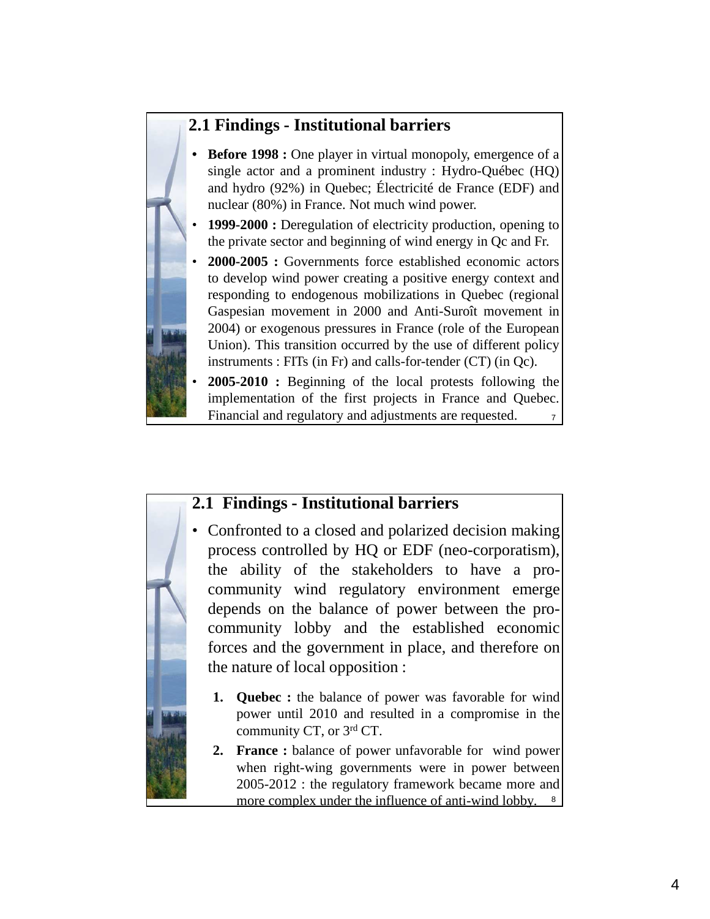## 2.1 Findings - Institutional barriers

- **Before 1998 :** One player in virtual monopoly, emergence of a single actor and a prominent industry : Hydro-Québec (HQ) and hydro (92%) in Quebec; Électricité de France (EDF) and nuclear (80%) in France. Not much wind power.
- **1999-2000 :** Deregulation of electricity production, opening to the private sector and beginning of wind energy in Qc and Fr.
- **2000-2005 :** Governments force established economic actors to develop wind power creating a positive energy context and responding to endogenous mobilizations in Quebec (regional Gaspesian movement in 2000 and Anti-Suroît movement in 2004) or exogenous pressures in France (role of the European Union). This transition occurred by the use of different policy instruments : FITs (in Fr) and calls-for-tender (CT) (in Qc).
- **2005-2010 :** Beginning of the local protests following the implementation of the first projects in France and Quebec. Financial and regulatory and adjustments are requested.

## 2.1 Findings - Institutional barriers

- Confronted to a closed and polarized decision making process controlled by HQ or EDF (neo-corporatism), the ability of the stakeholders to have a pro-community wind regulatory environment emerge depends on the balance of power between the pro-community lobby and the established economic forces and the government in place, and therefore on the nature of local opposition :

1. **Quebec :** the balance of power was favorable for wind power until 2010 and resulted in a compromise in the community CT, or 3rd CT.
2. **France :** balance of power unfavorable for wind power when right-wing governments were in power between 2005-2012 : the regulatory framework became more and more complex under the influence of anti-wind lobby.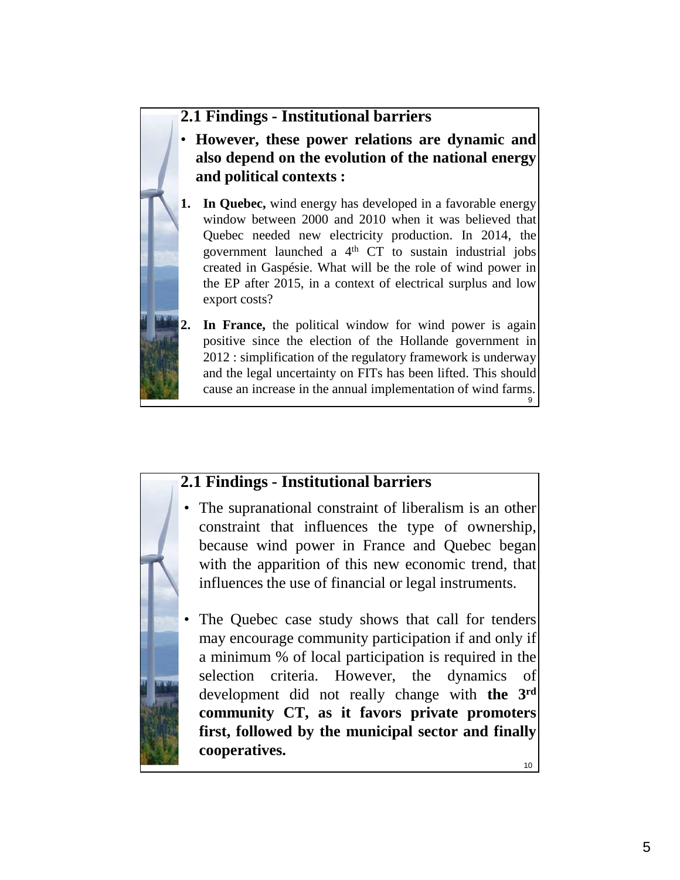## 2.1 Findings - Institutional barriers

- **However, these power relations are dynamic and also depend on the evolution of the national energy and political contexts :**

1. **In Quebec,** wind energy has developed in a favorable energy window between 2000 and 2010 when it was believed that Quebec needed new electricity production. In 2014, the government launched a 4th CT to sustain industrial jobs created in Gaspésie. What will be the role of wind power in the EP after 2015, in a context of electrical surplus and low export costs?
2. **In France,** the political window for wind power is again positive since the election of the Hollande government in 2012 : simplification of the regulatory framework is underway and the legal uncertainty on FITs has been lifted. This should cause an increase in the annual implementation of wind farms.

## 2.1 Findings - Institutional barriers

- The supranational constraint of liberalism is an other constraint that influences the type of ownership, because wind power in France and Quebec began with the apparition of this new economic trend, that influences the use of financial or legal instruments.
- The Quebec case study shows that call for tenders may encourage community participation if and only if a minimum % of local participation is required in the selection criteria. However, the dynamics of development did not really change with **the 3rd community CT, as it favors private promoters first, followed by the municipal sector and finally cooperatives.**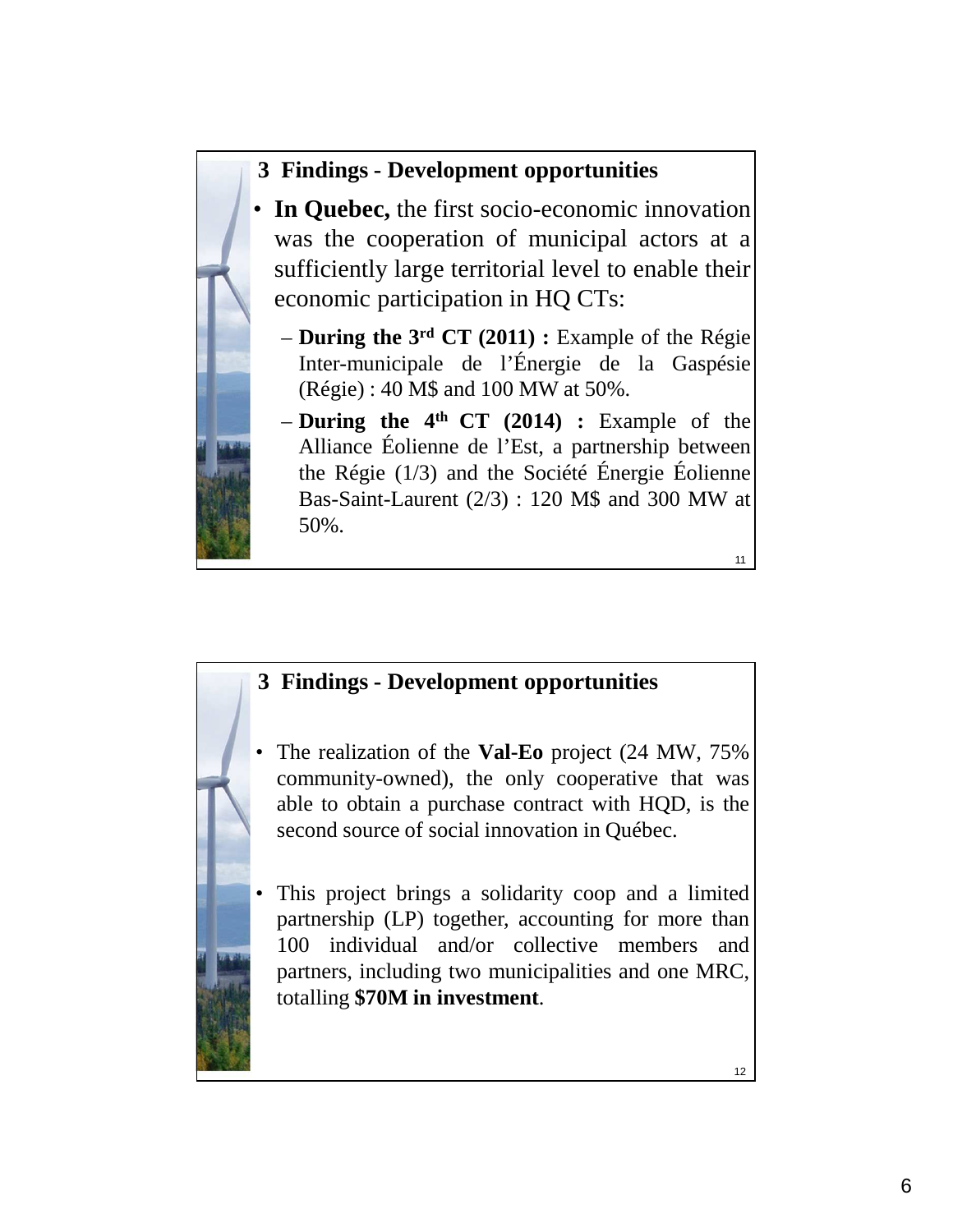## 3 Findings - Development opportunities

- **In Quebec,** the first socio-economic innovation was the cooperation of municipal actors at a sufficiently large territorial level to enable their economic participation in HQ CTs:
  - **During the 3rd CT (2011) :** Example of the Régie Inter-municipale de l'Énergie de la Gaspésie (Régie) : 40 M$ and 100 MW at 50%.
  - **During the 4th CT (2014) :** Example of the Alliance Éolienne de l'Est, a partnership between the Régie (1/3) and the Société Énergie Éolienne Bas-Saint-Laurent (2/3) : 120 M$ and 300 MW at 50%.

## 3 Findings - Development opportunities

- The realization of the **Val-Eo** project (24 MW, 75% community-owned), the only cooperative that was able to obtain a purchase contract with HQD, is the second source of social innovation in Québec.
- This project brings a solidarity coop and a limited partnership (LP) together, accounting for more than 100 individual and/or collective members and partners, including two municipalities and one MRC, totalling **$70M in investment**.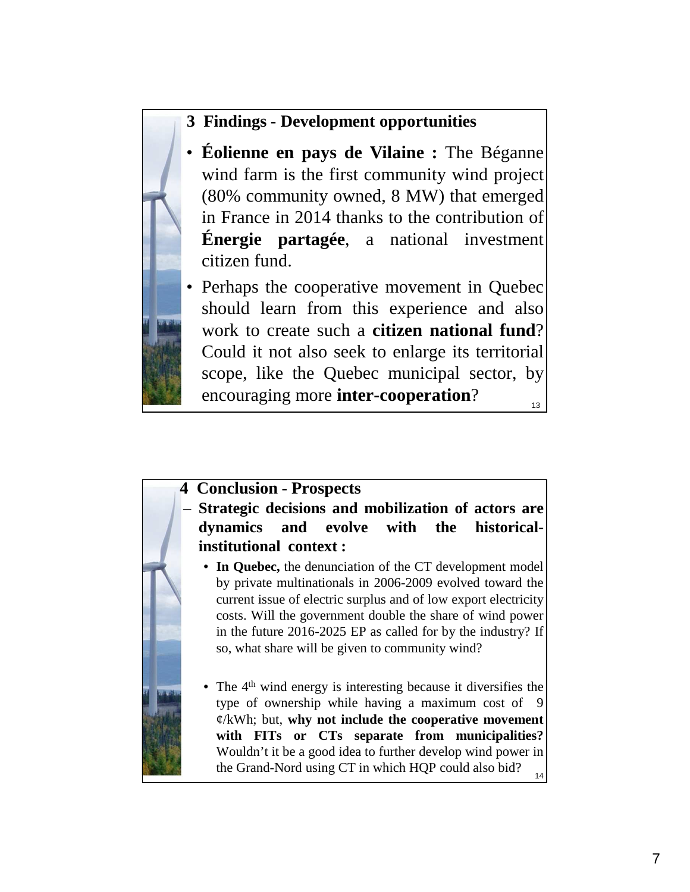## 3 Findings - Development opportunities

- **Éolienne en pays de Vilaine :** The Béganne wind farm is the first community wind project (80% community owned, 8 MW) that emerged in France in 2014 thanks to the contribution of **Énergie partagée**, a national investment citizen fund.
- Perhaps the cooperative movement in Quebec should learn from this experience and also work to create such a **citizen national fund**? Could it not also seek to enlarge its territorial scope, like the Quebec municipal sector, by encouraging more **inter-cooperation**?

## 4 Conclusion - Prospects

- **Strategic decisions and mobilization of actors are dynamics and evolve with the historical-institutional context :**
  - **In Quebec,** the denunciation of the CT development model by private multinationals in 2006-2009 evolved toward the current issue of electric surplus and of low export electricity costs. Will the government double the share of wind power in the future 2016-2025 EP as called for by the industry? If so, what share will be given to community wind?
  - The 4th wind energy is interesting because it diversifies the type of ownership while having a maximum cost of 9 ¢/kWh; but, **why not include the cooperative movement with FITs or CTs separate from municipalities?** Wouldn't it be a good idea to further develop wind power in the Grand-Nord using CT in which HQP could also bid?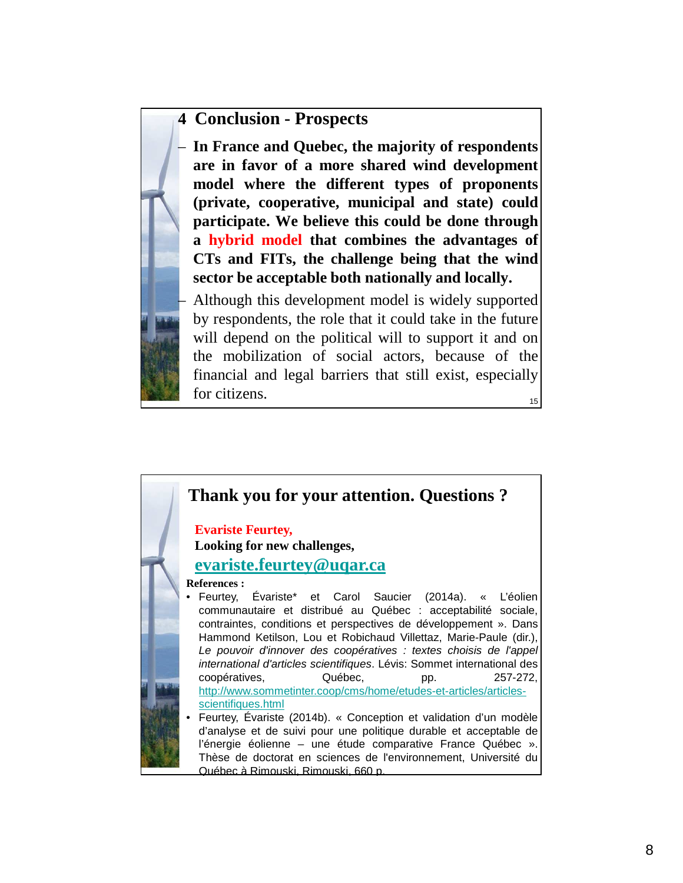## 4 Conclusion - Prospects

- **In France and Quebec, the majority of respondents are in favor of a more shared wind development model where the different types of proponents (private, cooperative, municipal and state) could participate. We believe this could be done through a hybrid model that combines the advantages of CTs and FITs, the challenge being that the wind sector be acceptable both nationally and locally.**
- Although this development model is widely supported by respondents, the role that it could take in the future will depend on the political will to support it and on the mobilization of social actors, because of the financial and legal barriers that still exist, especially for citizens.

## Thank you for your attention. Questions ?

**Evariste Feurtey,**
**Looking for new challenges,**
**evariste.feurtey@uqar.ca**

**References :**

- Feurtey, Évariste* et Carol Saucier (2014a). « L'éolien communautaire et distribué au Québec : acceptabilité sociale, contraintes, conditions et perspectives de développement ». Dans Hammond Ketilson, Lou et Robichaud Villettaz, Marie-Paule (dir.), *Le pouvoir d'innover des coopératives : textes choisis de l'appel international d'articles scientifiques*. Lévis: Sommet international des coopératives, Québec, pp. 257-272, http://www.sommetinter.coop/cms/home/etudes-et-articles/articles-scientifiques.html
- Feurtey, Évariste (2014b). « Conception et validation d'un modèle d'analyse et de suivi pour une politique durable et acceptable de l'énergie éolienne – une étude comparative France Québec ». Thèse de doctorat en sciences de l'environnement, Université du Québec à Rimouski, Rimouski, 660 p.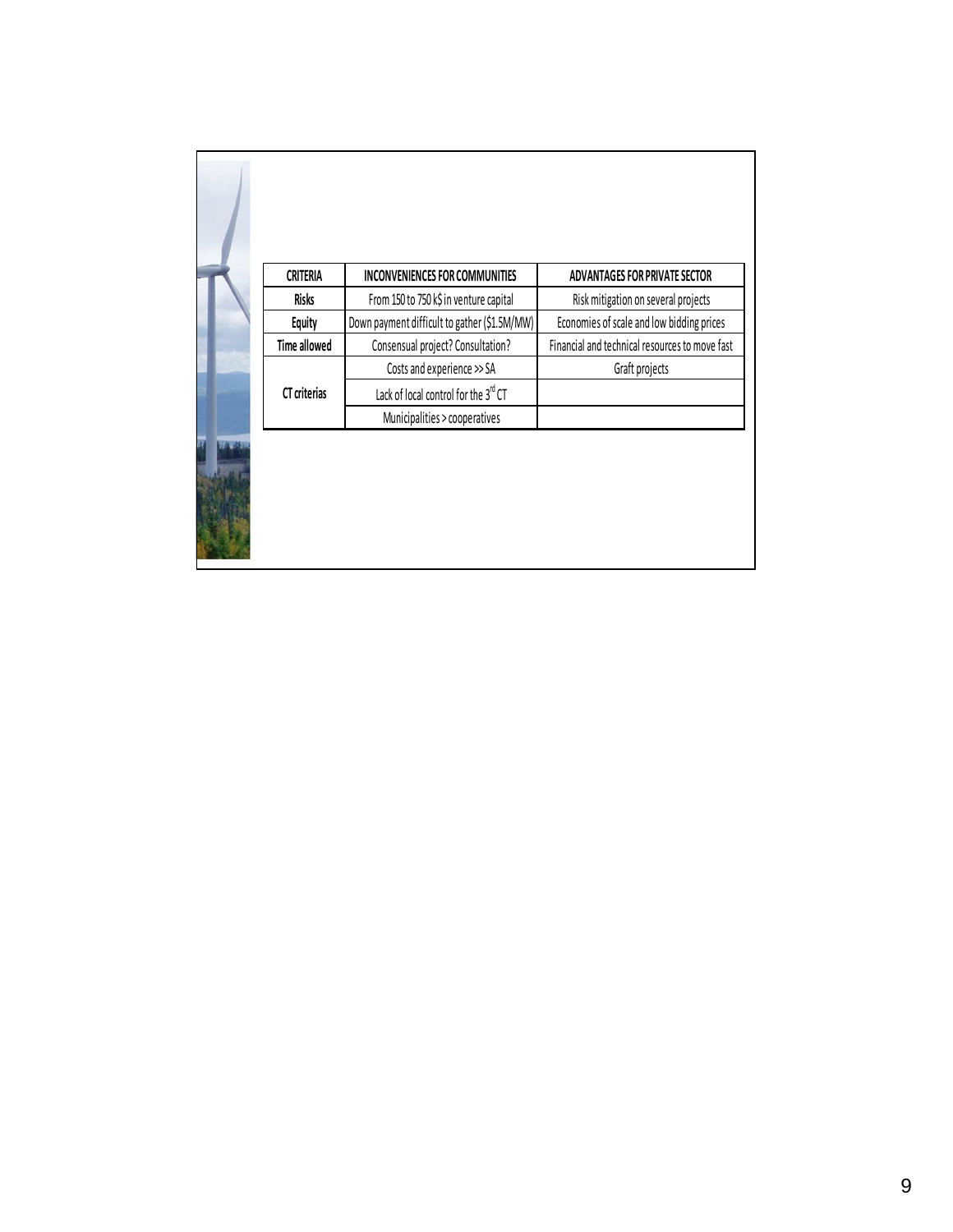| CRITERIA | INCONVENIENCES FOR COMMUNITIES | ADVANTAGES FOR PRIVATE SECTOR |
|---|---|---|
| Risks | From 150 to 750 k$ in venture capital | Risk mitigation on several projects |
| Equity | Down payment difficult to gather ($1.5M/MW) | Economies of scale and low bidding prices |
| Time allowed | Consensual project? Consultation? | Financial and technical resources to move fast |
| CT criterias | Costs and experience >> SA | Graft projects |
| | Lack of local control for the 3rd CT | |
| | Municipalities > cooperatives | |